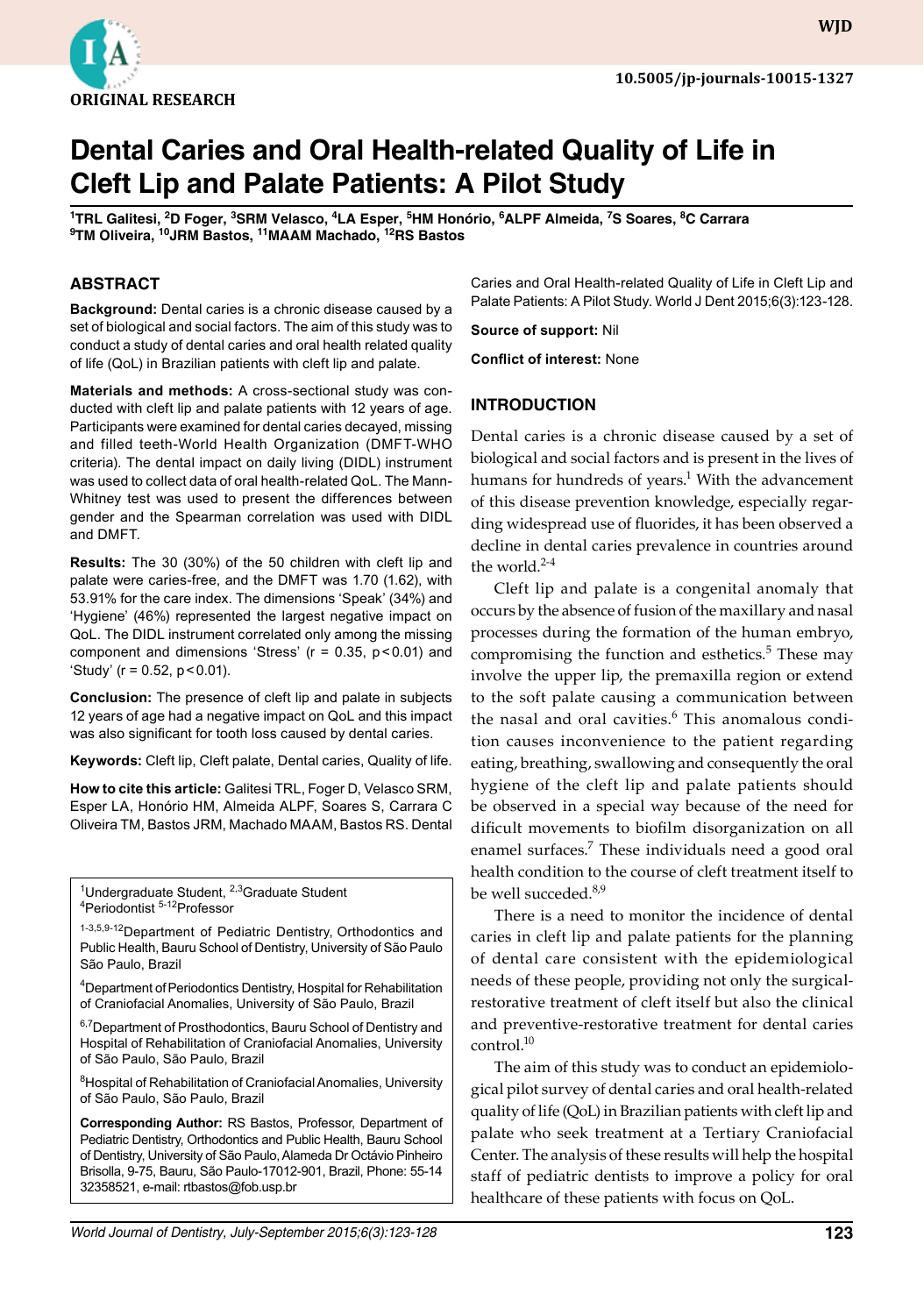ORIGINAL RESEARCH

# Dental Caries and Oral Health-related Quality of Life in Cleft Lip and Palate Patients: A Pilot Study

[1]TRL Galitesi, [2]D Foger, [3]SRM Velasco, [4]LA Esper, [5]HM Honório, [6]ALPF Almeida, [7]S Soares, [8]C Carrara [9]TM Oliveira, [10]JRM Bastos, [11]MAAM Machado, [12]RS Bastos

## ABSTRACT

**Background:** Dental caries is a chronic disease caused by a set of biological and social factors. The aim of this study was to conduct a study of dental caries and oral health related quality of life (QoL) in Brazilian patients with cleft lip and palate.

**Materials and methods:** A cross-sectional study was conducted with cleft lip and palate patients with 12 years of age. Participants were examined for dental caries decayed, missing and filled teeth-World Health Organization (DMFT-WHO criteria). The dental impact on daily living (DIDL) instrument was used to collect data of oral health-related QoL. The Mann-Whitney test was used to present the differences between gender and the Spearman correlation was used with DIDL and DMFT.

**Results:** The 30 (30%) of the 50 children with cleft lip and palate were caries-free, and the DMFT was 1.70 (1.62), with 53.91% for the care index. The dimensions 'Speak' (34%) and 'Hygiene' (46%) represented the largest negative impact on QoL. The DIDL instrument correlated only among the missing component and dimensions 'Stress' ($r = 0.35$, $p < 0.01$) and 'Study' ($r = 0.52$, $p < 0.01$).

**Conclusion:** The presence of cleft lip and palate in subjects 12 years of age had a negative impact on QoL and this impact was also significant for tooth loss caused by dental caries.

**Keywords:** Cleft lip, Cleft palate, Dental caries, Quality of life.

**How to cite this article:** Galitesi TRL, Foger D, Velasco SRM, Esper LA, Honório HM, Almeida ALPF, Soares S, Carrara C Oliveira TM, Bastos JRM, Machado MAAM, Bastos RS. Dental Caries and Oral Health-related Quality of Life in Cleft Lip and Palate Patients: A Pilot Study. World J Dent 2015;6(3):123-128.

**Source of support:** Nil

**Conflict of interest:** None

[1]Undergraduate Student, [2,3]Graduate Student
[4]Periodontist [5-12]Professor

[1-3,5,9-12]Department of Pediatric Dentistry, Orthodontics and Public Health, Bauru School of Dentistry, University of São Paulo São Paulo, Brazil

[4]Department of Periodontics Dentistry, Hospital for Rehabilitation of Craniofacial Anomalies, University of São Paulo, Brazil

[6,7]Department of Prosthodontics, Bauru School of Dentistry and Hospital of Rehabilitation of Craniofacial Anomalies, University of São Paulo, São Paulo, Brazil

[8]Hospital of Rehabilitation of Craniofacial Anomalies, University of São Paulo, São Paulo, Brazil

**Corresponding Author:** RS Bastos, Professor, Department of Pediatric Dentistry, Orthodontics and Public Health, Bauru School of Dentistry, University of São Paulo, Alameda Dr Octávio Pinheiro Brisolla, 9-75, Bauru, São Paulo-17012-901, Brazil, Phone: 55-14 32358521, e-mail: rtbastos@fob.usp.br

## INTRODUCTION

Dental caries is a chronic disease caused by a set of biological and social factors and is present in the lives of humans for hundreds of years.[1] With the advancement of this disease prevention knowledge, especially regarding widespread use of fluorides, it has been observed a decline in dental caries prevalence in countries around the world.[2-4]

Cleft lip and palate is a congenital anomaly that occurs by the absence of fusion of the maxillary and nasal processes during the formation of the human embryo, compromising the function and esthetics.[5] These may involve the upper lip, the premaxilla region or extend to the soft palate causing a communication between the nasal and oral cavities.[6] This anomalous condition causes inconvenience to the patient regarding eating, breathing, swallowing and consequently the oral hygiene of the cleft lip and palate patients should be observed in a special way because of the need for dificult movements to biofilm disorganization on all enamel surfaces.[7] These individuals need a good oral health condition to the course of cleft treatment itself to be well succeded.[8,9]

There is a need to monitor the incidence of dental caries in cleft lip and palate patients for the planning of dental care consistent with the epidemiological needs of these people, providing not only the surgical-restorative treatment of cleft itself but also the clinical and preventive-restorative treatment for dental caries control.[10]

The aim of this study was to conduct an epidemiological pilot survey of dental caries and oral health-related quality of life (QoL) in Brazilian patients with cleft lip and palate who seek treatment at a Tertiary Craniofacial Center. The analysis of these results will help the hospital staff of pediatric dentists to improve a policy for oral healthcare of these patients with focus on QoL.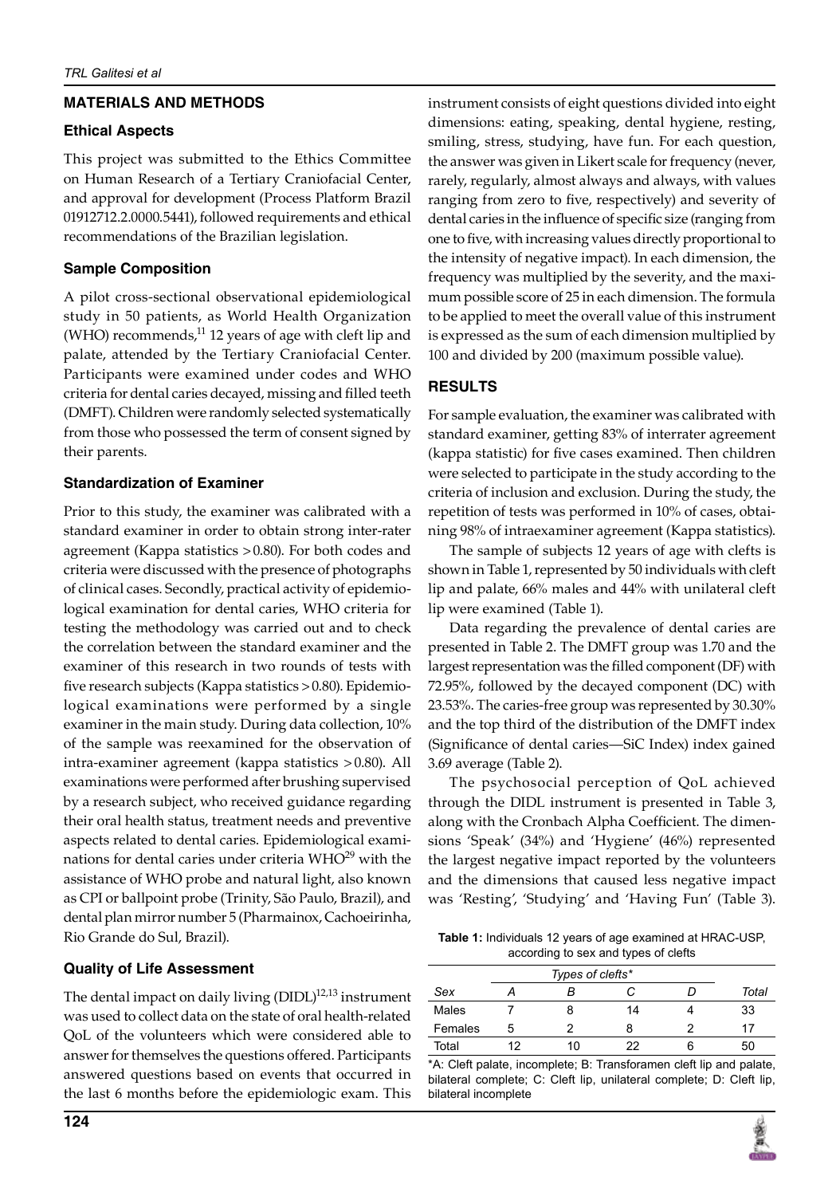## MATERIALS AND METHODS

### Ethical Aspects

This project was submitted to the Ethics Committee on Human Research of a Tertiary Craniofacial Center, and approval for development (Process Platform Brazil 01912712.2.0000.5441), followed requirements and ethical recommendations of the Brazilian legislation.

### Sample Composition

A pilot cross-sectional observational epidemiological study in 50 patients, as World Health Organization (WHO) recommends,[11] 12 years of age with cleft lip and palate, attended by the Tertiary Craniofacial Center. Participants were examined under codes and WHO criteria for dental caries decayed, missing and filled teeth (DMFT). Children were randomly selected systematically from those who possessed the term of consent signed by their parents.

### Standardization of Examiner

Prior to this study, the examiner was calibrated with a standard examiner in order to obtain strong inter-rater agreement (Kappa statistics > 0.80). For both codes and criteria were discussed with the presence of photographs of clinical cases. Secondly, practical activity of epidemiological examination for dental caries, WHO criteria for testing the methodology was carried out and to check the correlation between the standard examiner and the examiner of this research in two rounds of tests with five research subjects (Kappa statistics > 0.80). Epidemiological examinations were performed by a single examiner in the main study. During data collection, 10% of the sample was reexamined for the observation of intra-examiner agreement (kappa statistics > 0.80). All examinations were performed after brushing supervised by a research subject, who received guidance regarding their oral health status, treatment needs and preventive aspects related to dental caries. Epidemiological examinations for dental caries under criteria WHO[29] with the assistance of WHO probe and natural light, also known as CPI or ballpoint probe (Trinity, São Paulo, Brazil), and dental plan mirror number 5 (Pharmainox, Cachoeirinha, Rio Grande do Sul, Brazil).

### Quality of Life Assessment

The dental impact on daily living (DIDL)[12,13] instrument was used to collect data on the state of oral health-related QoL of the volunteers which were considered able to answer for themselves the questions offered. Participants answered questions based on events that occurred in the last 6 months before the epidemiologic exam. This instrument consists of eight questions divided into eight dimensions: eating, speaking, dental hygiene, resting, smiling, stress, studying, have fun. For each question, the answer was given in Likert scale for frequency (never, rarely, regularly, almost always and always, with values ranging from zero to five, respectively) and severity of dental caries in the influence of specific size (ranging from one to five, with increasing values directly proportional to the intensity of negative impact). In each dimension, the frequency was multiplied by the severity, and the maximum possible score of 25 in each dimension. The formula to be applied to meet the overall value of this instrument is expressed as the sum of each dimension multiplied by 100 and divided by 200 (maximum possible value).

## RESULTS

For sample evaluation, the examiner was calibrated with standard examiner, getting 83% of interrater agreement (kappa statistic) for five cases examined. Then children were selected to participate in the study according to the criteria of inclusion and exclusion. During the study, the repetition of tests was performed in 10% of cases, obtaining 98% of intraexaminer agreement (Kappa statistics).

The sample of subjects 12 years of age with clefts is shown in Table 1, represented by 50 individuals with cleft lip and palate, 66% males and 44% with unilateral cleft lip were examined (Table 1).

Data regarding the prevalence of dental caries are presented in Table 2. The DMFT group was 1.70 and the largest representation was the filled component (DF) with 72.95%, followed by the decayed component (DC) with 23.53%. The caries-free group was represented by 30.30% and the top third of the distribution of the DMFT index (Significance of dental caries—SiC Index) index gained 3.69 average (Table 2).

The psychosocial perception of QoL achieved through the DIDL instrument is presented in Table 3, along with the Cronbach Alpha Coefficient. The dimensions 'Speak' (34%) and 'Hygiene' (46%) represented the largest negative impact reported by the volunteers and the dimensions that caused less negative impact was 'Resting', 'Studying' and 'Having Fun' (Table 3).

**Table 1:** Individuals 12 years of age examined at HRAC-USP, according to sex and types of clefts

| *Sex* | *Types of clefts\** | | | | *Total* |
|---|---|---|---|---|---|
| | *A* | *B* | *C* | *D* | |
| Males | 7 | 8 | 14 | 4 | 33 |
| Females | 5 | 2 | 8 | 2 | 17 |
| Total | 12 | 10 | 22 | 6 | 50 |

\*A: Cleft palate, incomplete; B: Transforamen cleft lip and palate, bilateral complete; C: Cleft lip, unilateral complete; D: Cleft lip, bilateral incomplete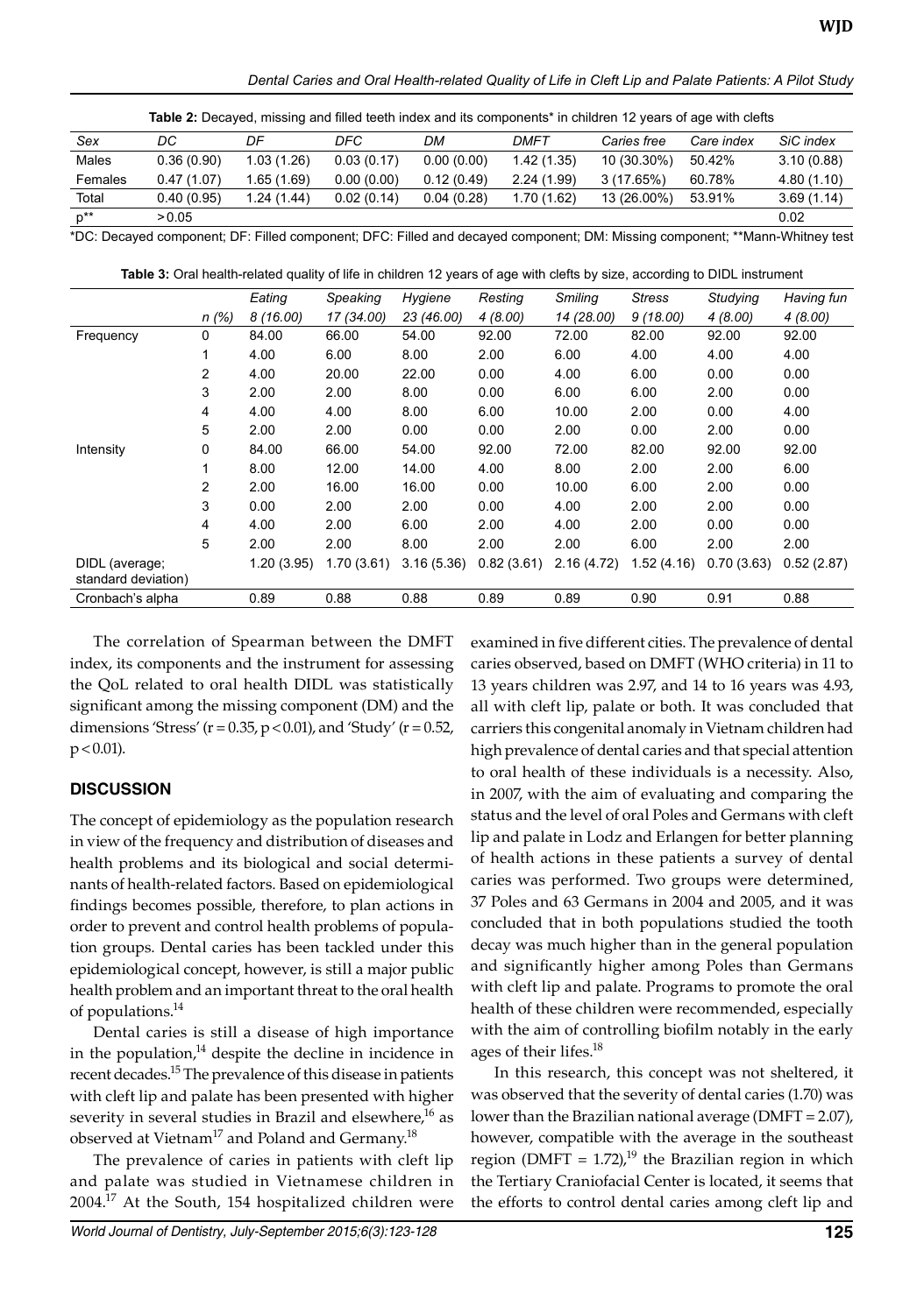**Table 2:** Decayed, missing and filled teeth index and its components* in children 12 years of age with clefts

| *Sex* | *DC* | *DF* | *DFC* | *DM* | *DMFT* | *Caries free* | *Care index* | *SiC index* |
|---|---|---|---|---|---|---|---|---|
| Males | 0.36 (0.90) | 1.03 (1.26) | 0.03 (0.17) | 0.00 (0.00) | 1.42 (1.35) | 10 (30.30%) | 50.42% | 3.10 (0.88) |
| Females | 0.47 (1.07) | 1.65 (1.69) | 0.00 (0.00) | 0.12 (0.49) | 2.24 (1.99) | 3 (17.65%) | 60.78% | 4.80 (1.10) |
| Total | 0.40 (0.95) | 1.24 (1.44) | 0.02 (0.14) | 0.04 (0.28) | 1.70 (1.62) | 13 (26.00%) | 53.91% | 3.69 (1.14) |
| p** | >0.05 | | | | | | | 0.02 |

*DC: Decayed component; DF: Filled component; DFC: Filled and decayed component; DM: Missing component; **Mann-Whitney test

**Table 3:** Oral health-related quality of life in children 12 years of age with clefts by size, according to DIDL instrument

| | *n (%)* | *Eating* *8 (16.00)* | *Speaking* *17 (34.00)* | *Hygiene* *23 (46.00)* | *Resting* *4 (8.00)* | *Smiling* *14 (28.00)* | *Stress* *9 (18.00)* | *Studying* *4 (8.00)* | *Having fun* *4 (8.00)* |
|---|---|---|---|---|---|---|---|---|---|
| Frequency | 0 | 84.00 | 66.00 | 54.00 | 92.00 | 72.00 | 82.00 | 92.00 | 92.00 |
| | 1 | 4.00 | 6.00 | 8.00 | 2.00 | 6.00 | 4.00 | 4.00 | 4.00 |
| | 2 | 4.00 | 20.00 | 22.00 | 0.00 | 4.00 | 6.00 | 0.00 | 0.00 |
| | 3 | 2.00 | 2.00 | 8.00 | 0.00 | 6.00 | 6.00 | 2.00 | 0.00 |
| | 4 | 4.00 | 4.00 | 8.00 | 6.00 | 10.00 | 2.00 | 0.00 | 4.00 |
| | 5 | 2.00 | 2.00 | 0.00 | 0.00 | 2.00 | 0.00 | 2.00 | 0.00 |
| Intensity | 0 | 84.00 | 66.00 | 54.00 | 92.00 | 72.00 | 82.00 | 92.00 | 92.00 |
| | 1 | 8.00 | 12.00 | 14.00 | 4.00 | 8.00 | 2.00 | 2.00 | 6.00 |
| | 2 | 2.00 | 16.00 | 16.00 | 0.00 | 10.00 | 6.00 | 2.00 | 0.00 |
| | 3 | 0.00 | 2.00 | 2.00 | 0.00 | 4.00 | 2.00 | 2.00 | 0.00 |
| | 4 | 4.00 | 2.00 | 6.00 | 2.00 | 4.00 | 2.00 | 0.00 | 0.00 |
| | 5 | 2.00 | 2.00 | 8.00 | 2.00 | 2.00 | 6.00 | 2.00 | 2.00 |
| DIDL (average; standard deviation) | | 1.20 (3.95) | 1.70 (3.61) | 3.16 (5.36) | 0.82 (3.61) | 2.16 (4.72) | 1.52 (4.16) | 0.70 (3.63) | 0.52 (2.87) |
| Cronbach's alpha | | 0.89 | 0.88 | 0.88 | 0.89 | 0.89 | 0.90 | 0.91 | 0.88 |

The correlation of Spearman between the DMFT index, its components and the instrument for assessing the QoL related to oral health DIDL was statistically significant among the missing component (DM) and the dimensions 'Stress' ($r = 0.35$, $p < 0.01$), and 'Study' ($r = 0.52$, $p < 0.01$).

## DISCUSSION

The concept of epidemiology as the population research in view of the frequency and distribution of diseases and health problems and its biological and social determinants of health-related factors. Based on epidemiological findings becomes possible, therefore, to plan actions in order to prevent and control health problems of population groups. Dental caries has been tackled under this epidemiological concept, however, is still a major public health problem and an important threat to the oral health of populations.[14]

Dental caries is still a disease of high importance in the population,[14] despite the decline in incidence in recent decades.[15] The prevalence of this disease in patients with cleft lip and palate has been presented with higher severity in several studies in Brazil and elsewhere,[16] as observed at Vietnam[17] and Poland and Germany.[18]

The prevalence of caries in patients with cleft lip and palate was studied in Vietnamese children in 2004.[17] At the South, 154 hospitalized children were examined in five different cities. The prevalence of dental caries observed, based on DMFT (WHO criteria) in 11 to 13 years children was 2.97, and 14 to 16 years was 4.93, all with cleft lip, palate or both. It was concluded that carriers this congenital anomaly in Vietnam children had high prevalence of dental caries and that special attention to oral health of these individuals is a necessity. Also, in 2007, with the aim of evaluating and comparing the status and the level of oral Poles and Germans with cleft lip and palate in Lodz and Erlangen for better planning of health actions in these patients a survey of dental caries was performed. Two groups were determined, 37 Poles and 63 Germans in 2004 and 2005, and it was concluded that in both populations studied the tooth decay was much higher than in the general population and significantly higher among Poles than Germans with cleft lip and palate. Programs to promote the oral health of these children were recommended, especially with the aim of controlling biofilm notably in the early ages of their lifes.[18]

In this research, this concept was not sheltered, it was observed that the severity of dental caries (1.70) was lower than the Brazilian national average (DMFT = 2.07), however, compatible with the average in the southeast region (DMFT = 1.72),[19] the Brazilian region in which the Tertiary Craniofacial Center is located, it seems that the efforts to control dental caries among cleft lip and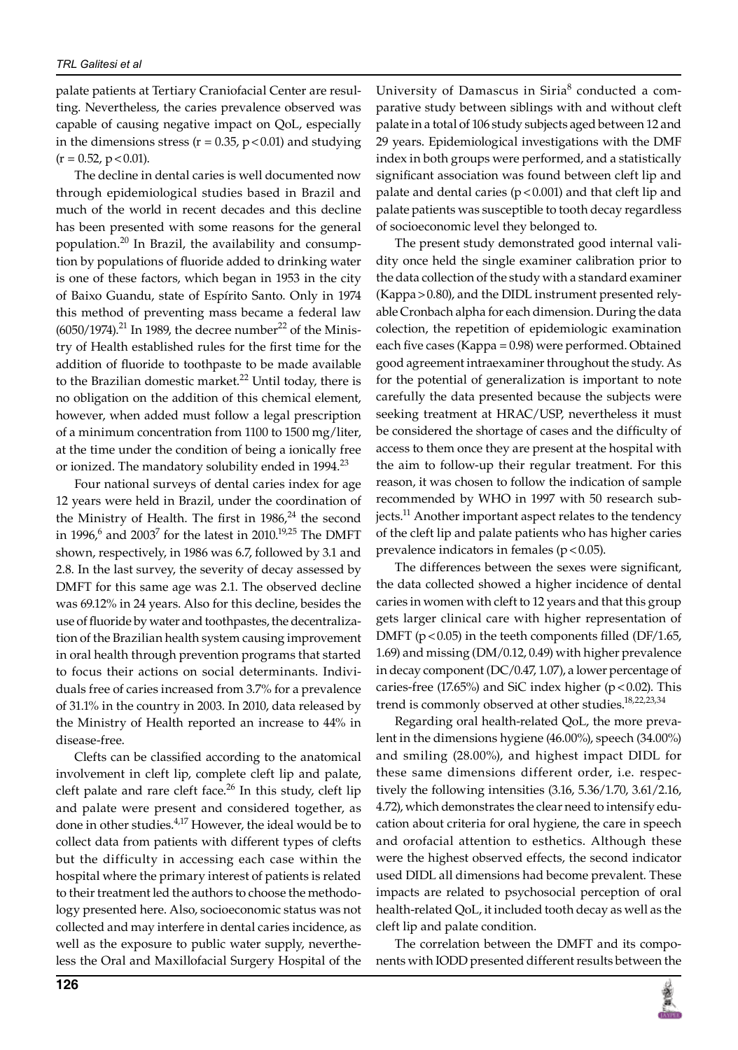palate patients at Tertiary Craniofacial Center are resulting. Nevertheless, the caries prevalence observed was capable of causing negative impact on QoL, especially in the dimensions stress ($r = 0.35$, $p < 0.01$) and studying ($r = 0.52$, $p < 0.01$).

The decline in dental caries is well documented now through epidemiological studies based in Brazil and much of the world in recent decades and this decline has been presented with some reasons for the general population.[20] In Brazil, the availability and consumption by populations of fluoride added to drinking water is one of these factors, which began in 1953 in the city of Baixo Guandu, state of Espírito Santo. Only in 1974 this method of preventing mass became a federal law (6050/1974).[21] In 1989, the decree number[22] of the Ministry of Health established rules for the first time for the addition of fluoride to toothpaste to be made available to the Brazilian domestic market.[22] Until today, there is no obligation on the addition of this chemical element, however, when added must follow a legal prescription of a minimum concentration from 1100 to 1500 mg/liter, at the time under the condition of being a ionically free or ionized. The mandatory solubility ended in 1994.[23]

Four national surveys of dental caries index for age 12 years were held in Brazil, under the coordination of the Ministry of Health. The first in 1986,[24] the second in 1996,[6] and 2003[7] for the latest in 2010.[19,25] The DMFT shown, respectively, in 1986 was 6.7, followed by 3.1 and 2.8. In the last survey, the severity of decay assessed by DMFT for this same age was 2.1. The observed decline was 69.12% in 24 years. Also for this decline, besides the use of fluoride by water and toothpastes, the decentralization of the Brazilian health system causing improvement in oral health through prevention programs that started to focus their actions on social determinants. Individuals free of caries increased from 3.7% for a prevalence of 31.1% in the country in 2003. In 2010, data released by the Ministry of Health reported an increase to 44% in disease-free.

Clefts can be classified according to the anatomical involvement in cleft lip, complete cleft lip and palate, cleft palate and rare cleft face.[26] In this study, cleft lip and palate were present and considered together, as done in other studies.[4,17] However, the ideal would be to collect data from patients with different types of clefts but the difficulty in accessing each case within the hospital where the primary interest of patients is related to their treatment led the authors to choose the methodology presented here. Also, socioeconomic status was not collected and may interfere in dental caries incidence, as well as the exposure to public water supply, nevertheless the Oral and Maxillofacial Surgery Hospital of the University of Damascus in Siria[8] conducted a comparative study between siblings with and without cleft palate in a total of 106 study subjects aged between 12 and 29 years. Epidemiological investigations with the DMF index in both groups were performed, and a statistically significant association was found between cleft lip and palate and dental caries ($p < 0.001$) and that cleft lip and palate patients was susceptible to tooth decay regardless of socioeconomic level they belonged to.

The present study demonstrated good internal validity once held the single examiner calibration prior to the data collection of the study with a standard examiner (Kappa > 0.80), and the DIDL instrument presented relyable Cronbach alpha for each dimension. During the data colection, the repetition of epidemiologic examination each five cases (Kappa = 0.98) were performed. Obtained good agreement intraexaminer throughout the study. As for the potential of generalization is important to note carefully the data presented because the subjects were seeking treatment at HRAC/USP, nevertheless it must be considered the shortage of cases and the difficulty of access to them once they are present at the hospital with the aim to follow-up their regular treatment. For this reason, it was chosen to follow the indication of sample recommended by WHO in 1997 with 50 research subjects.[11] Another important aspect relates to the tendency of the cleft lip and palate patients who has higher caries prevalence indicators in females ($p < 0.05$).

The differences between the sexes were significant, the data collected showed a higher incidence of dental caries in women with cleft to 12 years and that this group gets larger clinical care with higher representation of DMFT ($p < 0.05$) in the teeth components filled (DF/1.65, 1.69) and missing (DM/0.12, 0.49) with higher prevalence in decay component (DC/0.47, 1.07), a lower percentage of caries-free (17.65%) and SiC index higher ($p < 0.02$). This trend is commonly observed at other studies.[18,22,23,34]

Regarding oral health-related QoL, the more prevalent in the dimensions hygiene (46.00%), speech (34.00%) and smiling (28.00%), and highest impact DIDL for these same dimensions different order, i.e. respectively the following intensities (3.16, 5.36/1.70, 3.61/2.16, 4.72), which demonstrates the clear need to intensify education about criteria for oral hygiene, the care in speech and orofacial attention to esthetics. Although these were the highest observed effects, the second indicator used DIDL all dimensions had become prevalent. These impacts are related to psychosocial perception of oral health-related QoL, it included tooth decay as well as the cleft lip and palate condition.

The correlation between the DMFT and its components with IODD presented different results between the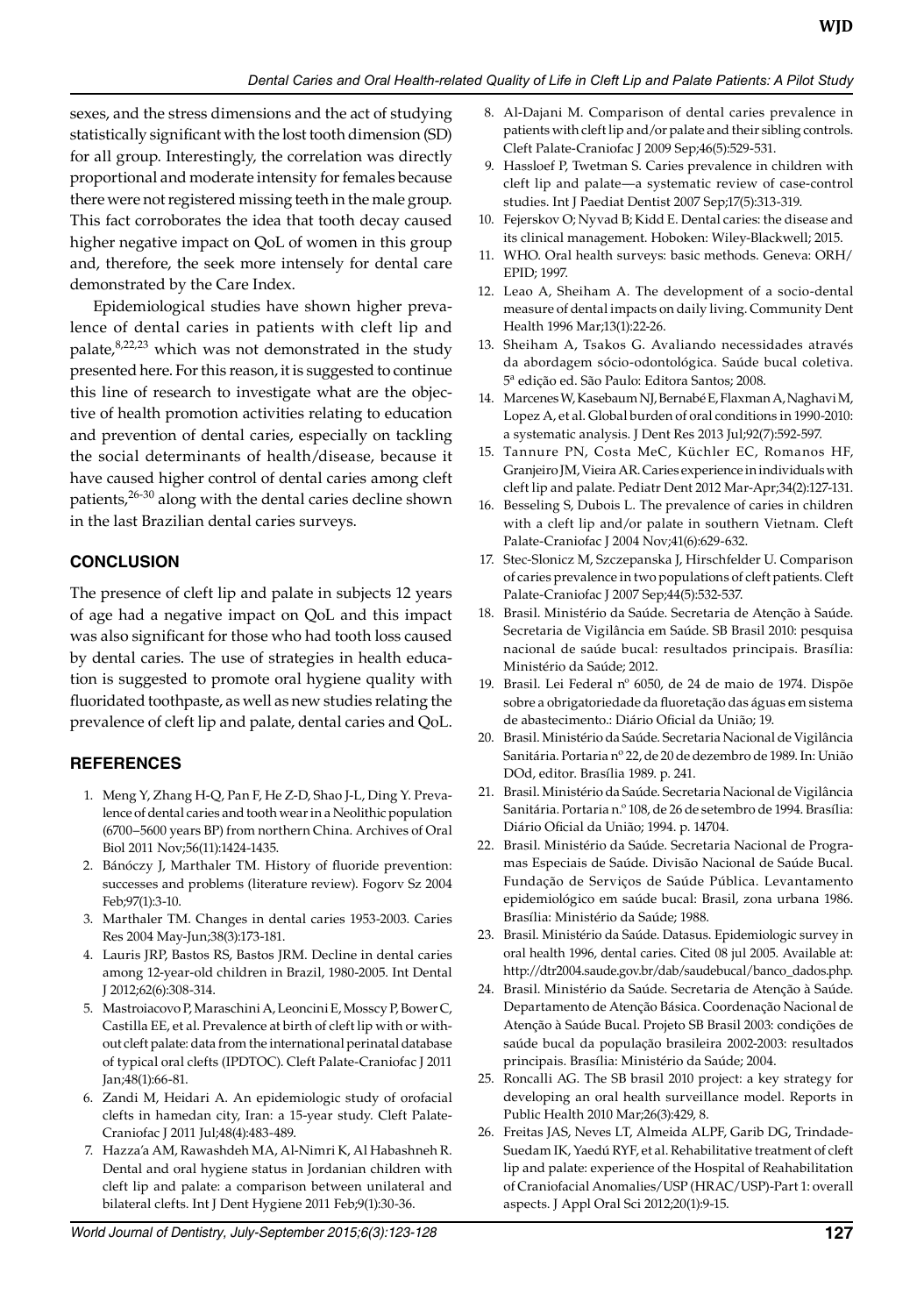sexes, and the stress dimensions and the act of studying statistically significant with the lost tooth dimension (SD) for all group. Interestingly, the correlation was directly proportional and moderate intensity for females because there were not registered missing teeth in the male group. This fact corroborates the idea that tooth decay caused higher negative impact on QoL of women in this group and, therefore, the seek more intensely for dental care demonstrated by the Care Index.

Epidemiological studies have shown higher prevalence of dental caries in patients with cleft lip and palate,[8,22,23] which was not demonstrated in the study presented here. For this reason, it is suggested to continue this line of research to investigate what are the objective of health promotion activities relating to education and prevention of dental caries, especially on tackling the social determinants of health/disease, because it have caused higher control of dental caries among cleft patients,[26-30] along with the dental caries decline shown in the last Brazilian dental caries surveys.

## CONCLUSION

The presence of cleft lip and palate in subjects 12 years of age had a negative impact on QoL and this impact was also significant for those who had tooth loss caused by dental caries. The use of strategies in health education is suggested to promote oral hygiene quality with fluoridated toothpaste, as well as new studies relating the prevalence of cleft lip and palate, dental caries and QoL.

## REFERENCES

1. Meng Y, Zhang H-Q, Pan F, He Z-D, Shao J-L, Ding Y. Prevalence of dental caries and tooth wear in a Neolithic population (6700–5600 years BP) from northern China. Archives of Oral Biol 2011 Nov;56(11):1424-1435.
2. Bánóczy J, Marthaler TM. History of fluoride prevention: successes and problems (literature review). Fogorv Sz 2004 Feb;97(1):3-10.
3. Marthaler TM. Changes in dental caries 1953-2003. Caries Res 2004 May-Jun;38(3):173-181.
4. Lauris JRP, Bastos RS, Bastos JRM. Decline in dental caries among 12-year-old children in Brazil, 1980-2005. Int Dental J 2012;62(6):308-314.
5. Mastroiacovo P, Maraschini A, Leoncini E, Mosscy P, Bower C, Castilla EE, et al. Prevalence at birth of cleft lip with or without cleft palate: data from the international perinatal database of typical oral clefts (IPDTOC). Cleft Palate-Craniofac J 2011 Jan;48(1):66-81.
6. Zandi M, Heidari A. An epidemiologic study of orofacial clefts in hamedan city, Iran: a 15-year study. Cleft Palate-Craniofac J 2011 Jul;48(4):483-489.
7. Hazza'a AM, Rawashdeh MA, Al-Nimri K, Al Habashneh R. Dental and oral hygiene status in Jordanian children with cleft lip and palate: a comparison between unilateral and bilateral clefts. Int J Dent Hygiene 2011 Feb;9(1):30-36.
8. Al-Dajani M. Comparison of dental caries prevalence in patients with cleft lip and/or palate and their sibling controls. Cleft Palate-Craniofac J 2009 Sep;46(5):529-531.
9. Hassloef P, Twetman S. Caries prevalence in children with cleft lip and palate—a systematic review of case-control studies. Int J Paediat Dentist 2007 Sep;17(5):313-319.
10. Fejerskov O; Nyvad B; Kidd E. Dental caries: the disease and its clinical management. Hoboken: Wiley-Blackwell; 2015.
11. WHO. Oral health surveys: basic methods. Geneva: ORH/EPID; 1997.
12. Leao A, Sheiham A. The development of a socio-dental measure of dental impacts on daily living. Community Dent Health 1996 Mar;13(1):22-26.
13. Sheiham A, Tsakos G. Avaliando necessidades através da abordagem sócio-odontológica. Saúde bucal coletiva. 5ª edição ed. São Paulo: Editora Santos; 2008.
14. Marcenes W, Kasebaum NJ, Bernabé E, Flaxman A, Naghavi M, Lopez A, et al. Global burden of oral conditions in 1990-2010: a systematic analysis. J Dent Res 2013 Jul;92(7):592-597.
15. Tannure PN, Costa MeC, Küchler EC, Romanos HF, Granjeiro JM, Vieira AR. Caries experience in individuals with cleft lip and palate. Pediatr Dent 2012 Mar-Apr;34(2):127-131.
16. Besseling S, Dubois L. The prevalence of caries in children with a cleft lip and/or palate in southern Vietnam. Cleft Palate-Craniofac J 2004 Nov;41(6):629-632.
17. Stec-Slonicz M, Szczepanska J, Hirschfelder U. Comparison of caries prevalence in two populations of cleft patients. Cleft Palate-Craniofac J 2007 Sep;44(5):532-537.
18. Brasil. Ministério da Saúde. Secretaria de Atenção à Saúde. Secretaria de Vigilância em Saúde. SB Brasil 2010: pesquisa nacional de saúde bucal: resultados principais. Brasília: Ministério da Saúde; 2012.
19. Brasil. Lei Federal nº 6050, de 24 de maio de 1974. Dispõe sobre a obrigatoriedade da fluoretação das águas em sistema de abastecimento.: Diário Oficial da União; 19.
20. Brasil. Ministério da Saúde. Secretaria Nacional de Vigilância Sanitária. Portaria nº 22, de 20 de dezembro de 1989. In: União DOd, editor. Brasília 1989. p. 241.
21. Brasil. Ministério da Saúde. Secretaria Nacional de Vigilância Sanitária. Portaria n.º 108, de 26 de setembro de 1994. Brasília: Diário Oficial da União; 1994. p. 14704.
22. Brasil. Ministério da Saúde. Secretaria Nacional de Programas Especiais de Saúde. Divisão Nacional de Saúde Bucal. Fundação de Serviços de Saúde Pública. Levantamento epidemiológico em saúde bucal: Brasil, zona urbana 1986. Brasília: Ministério da Saúde; 1988.
23. Brasil. Ministério da Saúde. Datasus. Epidemiologic survey in oral health 1996, dental caries. Cited 08 jul 2005. Available at: http://dtr2004.saude.gov.br/dab/saudebucal/banco_dados.php.
24. Brasil. Ministério da Saúde. Secretaria de Atenção à Saúde. Departamento de Atenção Básica. Coordenação Nacional de Atenção à Saúde Bucal. Projeto SB Brasil 2003: condições de saúde bucal da população brasileira 2002-2003: resultados principais. Brasília: Ministério da Saúde; 2004.
25. Roncalli AG. The SB brasil 2010 project: a key strategy for developing an oral health surveillance model. Reports in Public Health 2010 Mar;26(3):429, 8.
26. Freitas JAS, Neves LT, Almeida ALPF, Garib DG, Trindade-Suedam IK, Yaedú RYF, et al. Rehabilitative treatment of cleft lip and palate: experience of the Hospital of Reahabilitation of Craniofacial Anomalies/USP (HRAC/USP)-Part 1: overall aspects. J Appl Oral Sci 2012;20(1):9-15.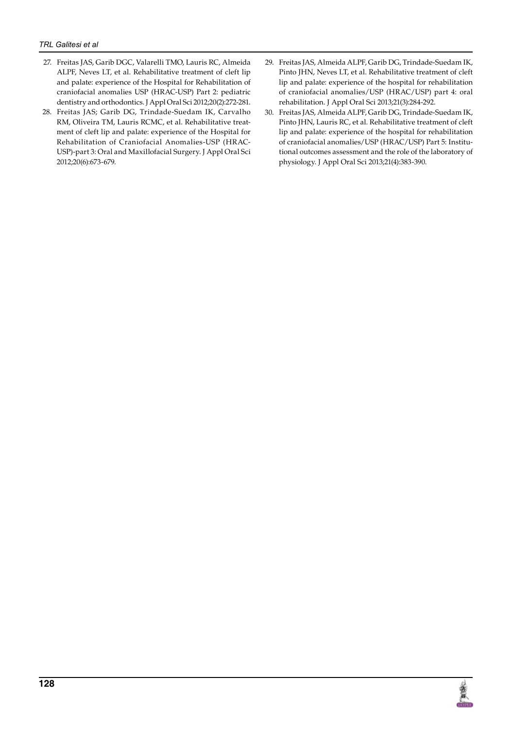27. Freitas JAS, Garib DGC, Valarelli TMO, Lauris RC, Almeida ALPF, Neves LT, et al. Rehabilitative treatment of cleft lip and palate: experience of the Hospital for Rehabilitation of craniofacial anomalies USP (HRAC-USP) Part 2: pediatric dentistry and orthodontics. J Appl Oral Sci 2012;20(2):272-281.
28. Freitas JAS; Garib DG, Trindade-Suedam IK, Carvalho RM, Oliveira TM, Lauris RCMC, et al. Rehabilitative treatment of cleft lip and palate: experience of the Hospital for Rehabilitation of Craniofacial Anomalies-USP (HRAC-USP)-part 3: Oral and Maxillofacial Surgery. J Appl Oral Sci 2012;20(6):673-679.
29. Freitas JAS, Almeida ALPF, Garib DG, Trindade-Suedam IK, Pinto JHN, Neves LT, et al. Rehabilitative treatment of cleft lip and palate: experience of the hospital for rehabilitation of craniofacial anomalies/USP (HRAC/USP) part 4: oral rehabilitation. J Appl Oral Sci 2013;21(3):284-292.
30. Freitas JAS, Almeida ALPF, Garib DG, Trindade-Suedam IK, Pinto JHN, Lauris RC, et al. Rehabilitative treatment of cleft lip and palate: experience of the hospital for rehabilitation of craniofacial anomalies/USP (HRAC/USP) Part 5: Institutional outcomes assessment and the role of the laboratory of physiology. J Appl Oral Sci 2013;21(4):383-390.